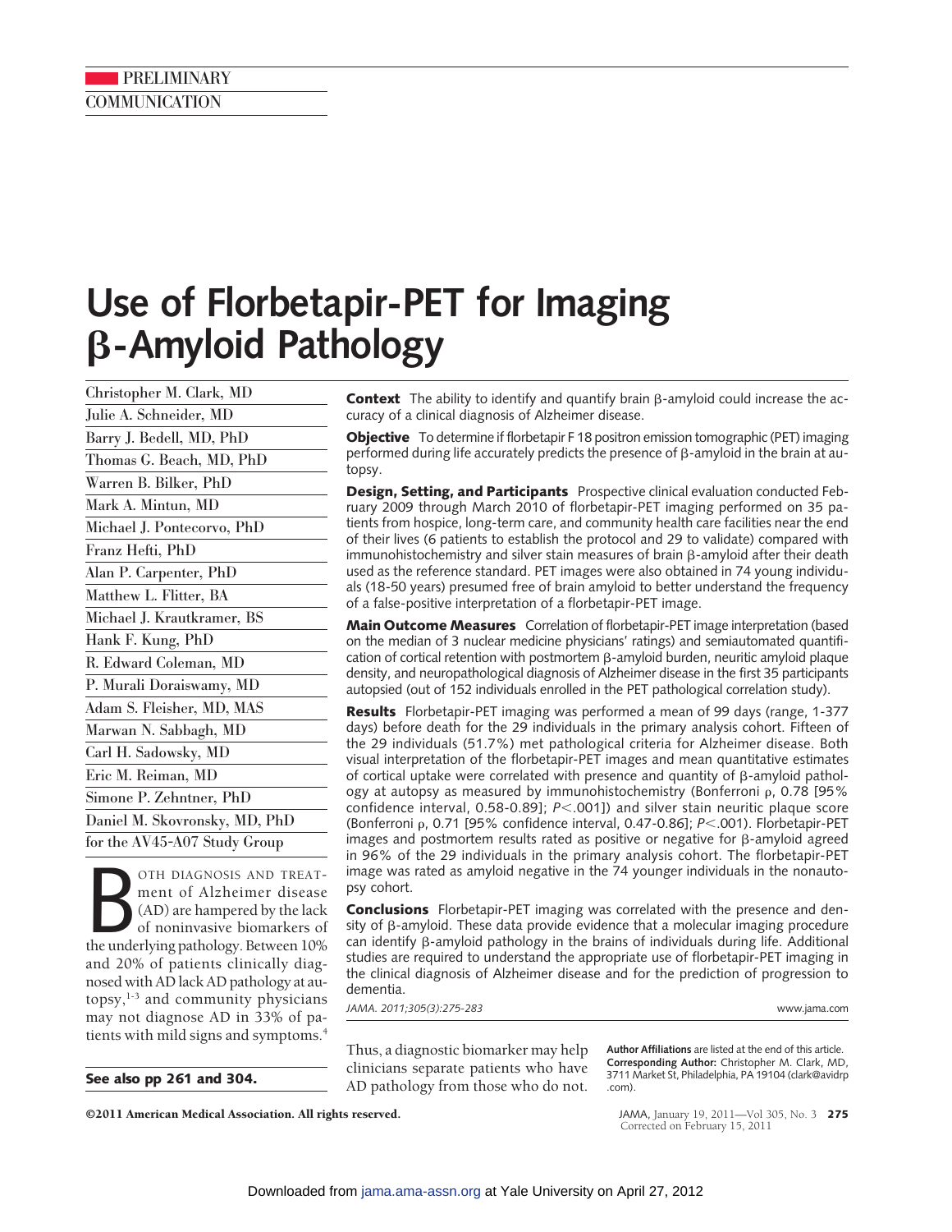PRELIMINARY COMMUNICATION

# Use of Florbetapir-PET for Imaging β-Amyloid Pathology

Christopher M. Clark, MD
Julie A. Schneider, MD
Barry J. Bedell, MD, PhD
Thomas G. Beach, MD, PhD
Warren B. Bilker, PhD
Mark A. Mintun, MD
Michael J. Pontecorvo, PhD
Franz Hefti, PhD
Alan P. Carpenter, PhD
Matthew L. Flitter, BA
Michael J. Krautkramer, BS
Hank F. Kung, PhD
R. Edward Coleman, MD
P. Murali Doraiswamy, MD
Adam S. Fleisher, MD, MAS
Marwan N. Sabbagh, MD
Carl H. Sadowsky, MD
Eric M. Reiman, MD
Simone P. Zehntner, PhD
Daniel M. Skovronsky, MD, PhD
for the AV45-A07 Study Group

**Context** The ability to identify and quantify brain β-amyloid could increase the accuracy of a clinical diagnosis of Alzheimer disease.

**Objective** To determine if florbetapir F 18 positron emission tomographic (PET) imaging performed during life accurately predicts the presence of β-amyloid in the brain at autopsy.

**Design, Setting, and Participants** Prospective clinical evaluation conducted February 2009 through March 2010 of florbetapir-PET imaging performed on 35 patients from hospice, long-term care, and community health care facilities near the end of their lives (6 patients to establish the protocol and 29 to validate) compared with immunohistochemistry and silver stain measures of brain β-amyloid after their death used as the reference standard. PET images were also obtained in 74 young individuals (18-50 years) presumed free of brain amyloid to better understand the frequency of a false-positive interpretation of a florbetapir-PET image.

**Main Outcome Measures** Correlation of florbetapir-PET image interpretation (based on the median of 3 nuclear medicine physicians' ratings) and semiautomated quantification of cortical retention with postmortem β-amyloid burden, neuritic amyloid plaque density, and neuropathological diagnosis of Alzheimer disease in the first 35 participants autopsied (out of 152 individuals enrolled in the PET pathological correlation study).

**Results** Florbetapir-PET imaging was performed a mean of 99 days (range, 1-377 days) before death for the 29 individuals in the primary analysis cohort. Fifteen of the 29 individuals (51.7%) met pathological criteria for Alzheimer disease. Both visual interpretation of the florbetapir-PET images and mean quantitative estimates of cortical uptake were correlated with presence and quantity of β-amyloid pathology at autopsy as measured by immunohistochemistry (Bonferroni ρ, 0.78 [95% confidence interval, 0.58-0.89]; $P<.001$]) and silver stain neuritic plaque score (Bonferroni ρ, 0.71 [95% confidence interval, 0.47-0.86]; $P<.001$). Florbetapir-PET images and postmortem results rated as positive or negative for β-amyloid agreed in 96% of the 29 individuals in the primary analysis cohort. The florbetapir-PET image was rated as amyloid negative in the 74 younger individuals in the nonautopsy cohort.

**Conclusions** Florbetapir-PET imaging was correlated with the presence and density of β-amyloid. These data provide evidence that a molecular imaging procedure can identify β-amyloid pathology in the brains of individuals during life. Additional studies are required to understand the appropriate use of florbetapir-PET imaging in the clinical diagnosis of Alzheimer disease and for the prediction of progression to dementia.

*JAMA. 2011;305(3):275-283* www.jama.com

Both diagnosis and treatment of Alzheimer disease (AD) are hampered by the lack of noninvasive biomarkers of the underlying pathology. Between 10% and 20% of patients clinically diagnosed with AD lack AD pathology at autopsy,[1-3] and community physicians may not diagnose AD in 33% of patients with mild signs and symptoms.[4] Thus, a diagnostic biomarker may help clinicians separate patients who have AD pathology from those who do not.

**See also pp 261 and 304.**

**Author Affiliations** are listed at the end of this article.
**Corresponding Author:** Christopher M. Clark, MD, 3711 Market St, Philadelphia, PA 19104 (clark@avidrp.com).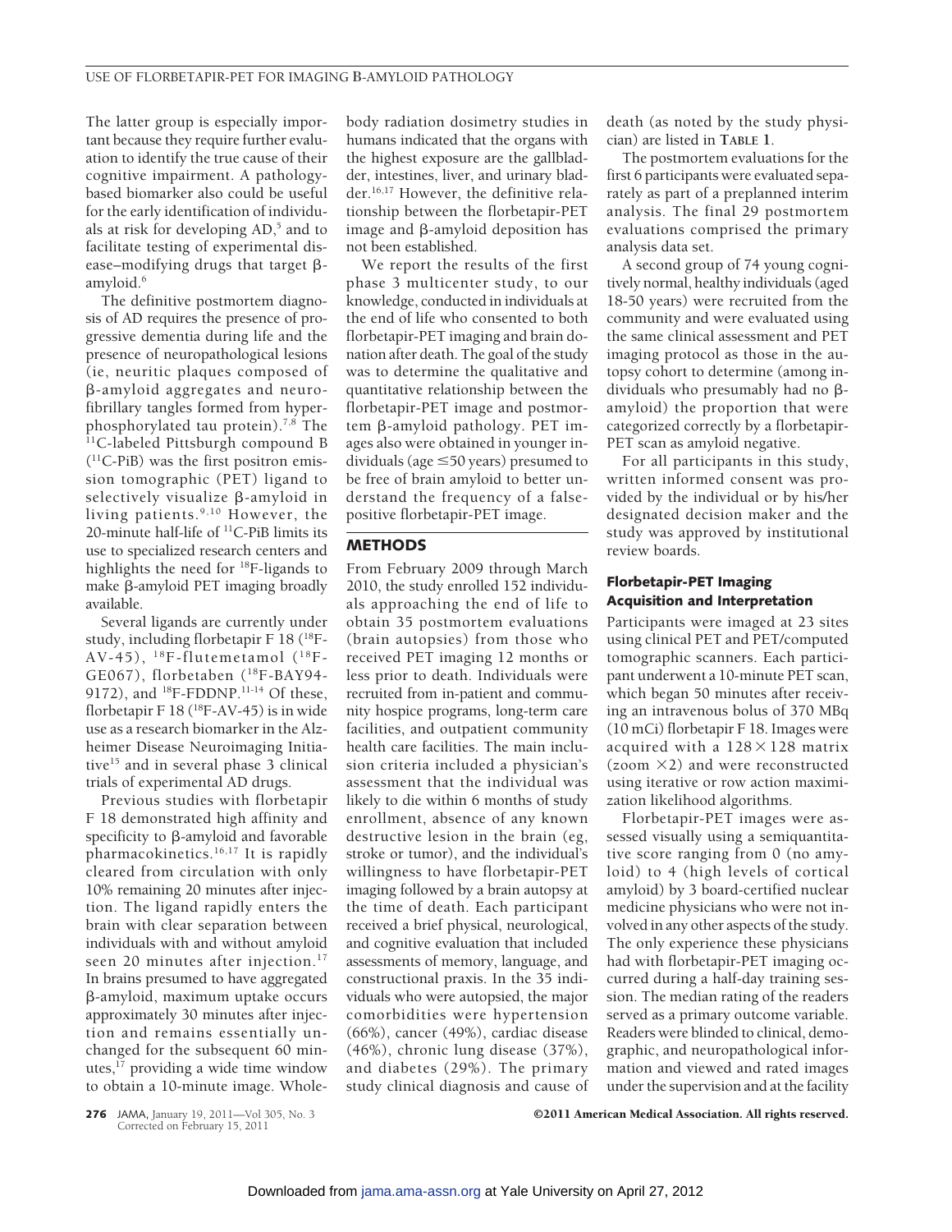The latter group is especially important because they require further evaluation to identify the true cause of their cognitive impairment. A pathology-based biomarker also could be useful for the early identification of individuals at risk for developing AD,[5] and to facilitate testing of experimental disease–modifying drugs that target β-amyloid.[6]

The definitive postmortem diagnosis of AD requires the presence of progressive dementia during life and the presence of neuropathological lesions (ie, neuritic plaques composed of β-amyloid aggregates and neurofibrillary tangles formed from hyperphosphorylated tau protein).[7,8] The $^{11}$C-labeled Pittsburgh compound B ($^{11}$C-PiB) was the first positron emission tomography (PET) ligand to selectively visualize β-amyloid in living patients.[9,10] However, the 20-minute half-life of $^{11}$C-PiB limits its use to specialized research centers and highlights the need for $^{18}$F-ligands to make β-amyloid PET imaging broadly available.

Several ligands are currently under study, including florbetapir F 18 ($^{18}$F-AV-45), $^{18}$F-flutemetamol ($^{18}$F-GE067), florbetaben ($^{18}$F-BAY94-9172), and $^{18}$F-FDDNP.[11-14] Of these, florbetapir F 18 ($^{18}$F-AV-45) is in wide use as a research biomarker in the Alzheimer Disease Neuroimaging Initiative[15] and in several phase 3 clinical trials of experimental AD drugs.

Previous studies with florbetapir F 18 demonstrated high affinity and specificity to β-amyloid and favorable pharmacokinetics.[16,17] It is rapidly cleared from circulation with only 10% remaining 20 minutes after injection. The ligand rapidly enters the brain with clear separation between individuals with and without amyloid seen 20 minutes after injection.[17] In brains presumed to have aggregated β-amyloid, maximum uptake occurs approximately 30 minutes after injection and remains essentially unchanged for the subsequent 60 minutes,[17] providing a wide time window to obtain a 10-minute image. Whole-body radiation dosimetry studies in humans indicated that the organs with the highest exposure are the gallbladder, intestines, liver, and urinary bladder.[16,17] However, the definitive relationship between the florbetapir-PET image and β-amyloid deposition has not been established.

We report the results of the first phase 3 multicenter study, to our knowledge, conducted in individuals at the end of life who consented to both florbetapir-PET imaging and brain donation after death. The goal of the study was to determine the qualitative and quantitative relationship between the florbetapir-PET image and postmortem β-amyloid pathology. PET images also were obtained in younger individuals (age ≤50 years) presumed to be free of brain amyloid to better understand the frequency of a false-positive florbetapir-PET image.

## METHODS

From February 2009 through March 2010, the study enrolled 152 individuals approaching the end of life to obtain 35 postmortem evaluations (brain autopsies) from those who received PET imaging 12 months or less prior to death. Individuals were recruited from in-patient and community hospice programs, long-term care facilities, and outpatient community health care facilities. The main inclusion criteria included a physician's assessment that the individual was likely to die within 6 months of study enrollment, absence of any known destructive lesion in the brain (eg, stroke or tumor), and the individual's willingness to have florbetapir-PET imaging followed by a brain autopsy at the time of death. Each participant received a brief physical, neurological, and cognitive evaluation that included assessments of memory, language, and constructional praxis. In the 35 individuals who were autopsied, the major comorbidities were hypertension (66%), cancer (49%), cardiac disease (46%), chronic lung disease (37%), and diabetes (29%). The primary study clinical diagnosis and cause of death (as noted by the study physician) are listed in **TABLE 1**.

The postmortem evaluations for the first 6 participants were evaluated separately as part of a preplanned interim analysis. The final 29 postmortem evaluations comprised the primary analysis data set.

A second group of 74 young cognitively normal, healthy individuals (aged 18-50 years) were recruited from the community and were evaluated using the same clinical assessment and PET imaging protocol as those in the autopsy cohort to determine (among individuals who presumably had no β-amyloid) the proportion that were categorized correctly by a florbetapir-PET scan as amyloid negative.

For all participants in this study, written informed consent was provided by the individual or by his/her designated decision maker and the study was approved by institutional review boards.

### Florbetapir-PET Imaging Acquisition and Interpretation

Participants were imaged at 23 sites using clinical PET and PET/computed tomographic scanners. Each participant underwent a 10-minute PET scan, which began 50 minutes after receiving an intravenous bolus of 370 MBq (10 mCi) florbetapir F 18. Images were acquired with a 128×128 matrix (zoom ×2) and were reconstructed using iterative or row action maximization likelihood algorithms.

Florbetapir-PET images were assessed visually using a semiquantitative score ranging from 0 (no amyloid) to 4 (high levels of cortical amyloid) by 3 board-certified nuclear medicine physicians who were not involved in any other aspects of the study. The only experience these physicians had with florbetapir-PET imaging occurred during a half-day training session. The median rating of the readers served as a primary outcome variable. Readers were blinded to clinical, demographic, and neuropathological information and viewed and rated images under the supervision and at the facility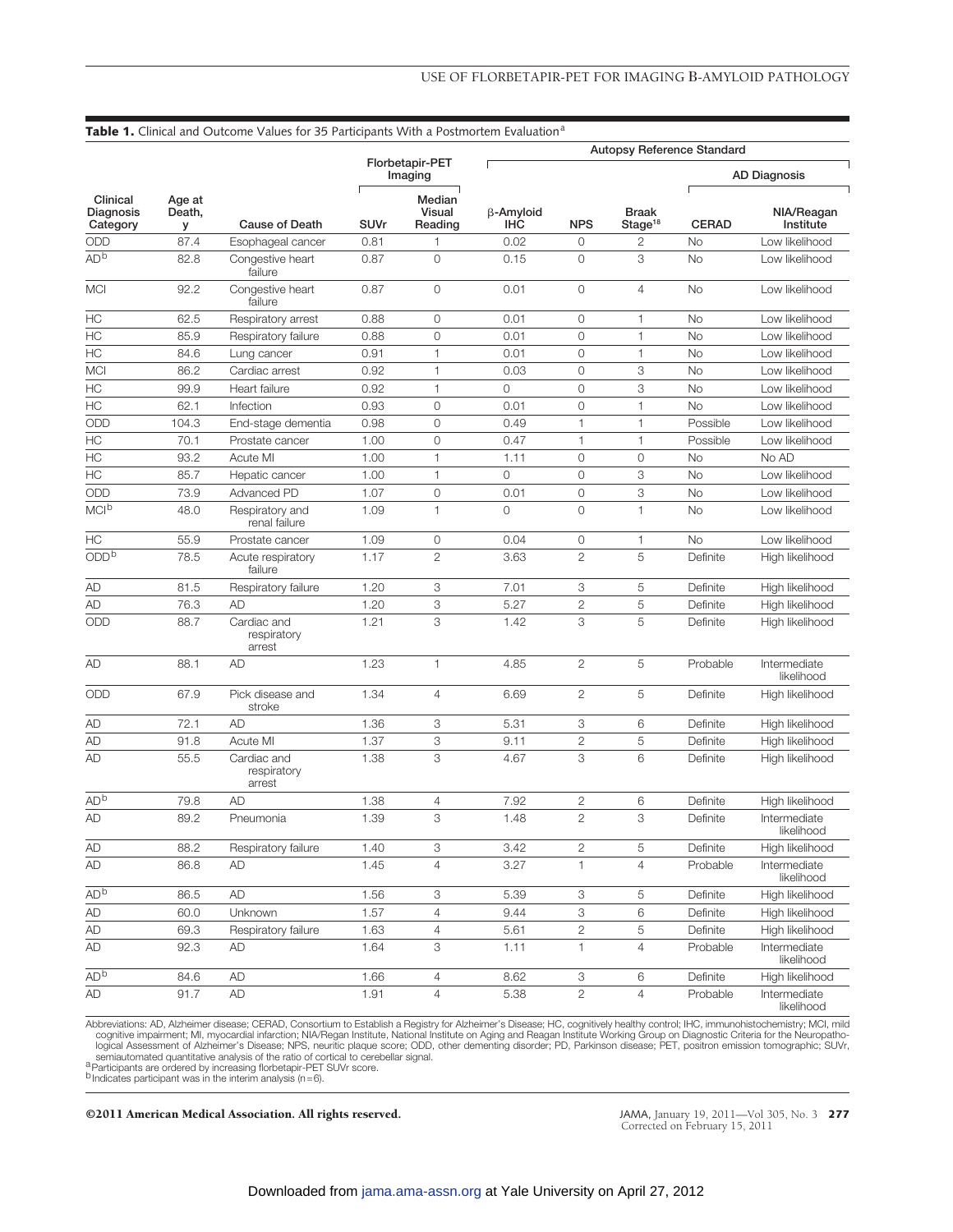**Table 1.** Clinical and Outcome Values for 35 Participants With a Postmortem Evaluation[a]

| | | | Florbetapir-PET Imaging | | Autopsy Reference Standard | | | | |
|---|---|---|---|---|---|---|---|---|---|
| | | | | | | | | AD Diagnosis | |
| Clinical Diagnosis Category | Age at Death, y | Cause of Death | SUVr | Median Visual Reading | β-Amyloid IHC | NPS | Braak Stage[18] | CERAD | NIA/Reagan Institute |
| ODD | 87.4 | Esophageal cancer | 0.81 | 1 | 0.02 | 0 | 2 | No | Low likelihood |
| AD[b] | 82.8 | Congestive heart failure | 0.87 | 0 | 0.15 | 0 | 3 | No | Low likelihood |
| MCI | 92.2 | Congestive heart failure | 0.87 | 0 | 0.01 | 0 | 4 | No | Low likelihood |
| HC | 62.5 | Respiratory arrest | 0.88 | 0 | 0.01 | 0 | 1 | No | Low likelihood |
| HC | 85.9 | Respiratory failure | 0.88 | 0 | 0.01 | 0 | 1 | No | Low likelihood |
| HC | 84.6 | Lung cancer | 0.91 | 1 | 0.01 | 0 | 1 | No | Low likelihood |
| MCI | 86.2 | Cardiac arrest | 0.92 | 1 | 0.03 | 0 | 3 | No | Low likelihood |
| HC | 99.9 | Heart failure | 0.92 | 1 | 0 | 0 | 3 | No | Low likelihood |
| HC | 62.1 | Infection | 0.93 | 0 | 0.01 | 0 | 1 | No | Low likelihood |
| ODD | 104.3 | End-stage dementia | 0.98 | 0 | 0.49 | 1 | 1 | Possible | Low likelihood |
| HC | 70.1 | Prostate cancer | 1.00 | 0 | 0.47 | 1 | 1 | Possible | Low likelihood |
| HC | 93.2 | Acute MI | 1.00 | 1 | 1.11 | 0 | 0 | No | No AD |
| HC | 85.7 | Hepatic cancer | 1.00 | 1 | 0 | 0 | 3 | No | Low likelihood |
| ODD | 73.9 | Advanced PD | 1.07 | 0 | 0.01 | 0 | 3 | No | Low likelihood |
| MCI[b] | 48.0 | Respiratory and renal failure | 1.09 | 1 | 0 | 0 | 1 | No | Low likelihood |
| HC | 55.9 | Prostate cancer | 1.09 | 0 | 0.04 | 0 | 1 | No | Low likelihood |
| ODD[b] | 78.5 | Acute respiratory failure | 1.17 | 2 | 3.63 | 2 | 5 | Definite | High likelihood |
| AD | 81.5 | Respiratory failure | 1.20 | 3 | 7.01 | 3 | 5 | Definite | High likelihood |
| AD | 76.3 | AD | 1.20 | 3 | 5.27 | 2 | 5 | Definite | High likelihood |
| ODD | 88.7 | Cardiac and respiratory arrest | 1.21 | 3 | 1.42 | 3 | 5 | Definite | High likelihood |
| AD | 88.1 | AD | 1.23 | 1 | 4.85 | 2 | 5 | Probable | Intermediate likelihood |
| ODD | 67.9 | Pick disease and stroke | 1.34 | 4 | 6.69 | 2 | 5 | Definite | High likelihood |
| AD | 72.1 | AD | 1.36 | 3 | 5.31 | 3 | 6 | Definite | High likelihood |
| AD | 91.8 | Acute MI | 1.37 | 3 | 9.11 | 2 | 5 | Definite | High likelihood |
| AD | 55.5 | Cardiac and respiratory arrest | 1.38 | 3 | 4.67 | 3 | 6 | Definite | High likelihood |
| AD[b] | 79.8 | AD | 1.38 | 4 | 7.92 | 2 | 6 | Definite | High likelihood |
| AD | 89.2 | Pneumonia | 1.39 | 3 | 1.48 | 2 | 3 | Definite | Intermediate likelihood |
| AD | 88.2 | Respiratory failure | 1.40 | 3 | 3.42 | 2 | 5 | Definite | High likelihood |
| AD | 86.8 | AD | 1.45 | 4 | 3.27 | 1 | 4 | Probable | Intermediate likelihood |
| AD[b] | 86.5 | AD | 1.56 | 3 | 5.39 | 3 | 5 | Definite | High likelihood |
| AD | 60.0 | Unknown | 1.57 | 4 | 9.44 | 3 | 6 | Definite | High likelihood |
| AD | 69.3 | Respiratory failure | 1.63 | 4 | 5.61 | 2 | 5 | Definite | High likelihood |
| AD | 92.3 | AD | 1.64 | 3 | 1.11 | 1 | 4 | Probable | Intermediate likelihood |
| AD[b] | 84.6 | AD | 1.66 | 4 | 8.62 | 3 | 6 | Definite | High likelihood |
| AD | 91.7 | AD | 1.91 | 4 | 5.38 | 2 | 4 | Probable | Intermediate likelihood |

Abbreviations: AD, Alzheimer disease; CERAD, Consortium to Establish a Registry for Alzheimer's Disease; HC, cognitively healthy control; IHC, immunohistochemistry; MCI, mild cognitive impairment; MI, myocardial infarction; NIA/Regan Institute, National Institute on Aging and Reagan Institute Working Group on Diagnostic Criteria for the Neuropathological Assessment of Alzheimer's Disease; NPS, neuritic plaque score; ODD, other dementing disorder; PD, Parkinson disease; PET, positron emission tomographic; SUVr, semiautomated quantitative analysis of the ratio of cortical to cerebellar signal.

[a] Participants are ordered by increasing florbetapir-PET SUVr score.

[b] Indicates participant was in the interim analysis (n=6).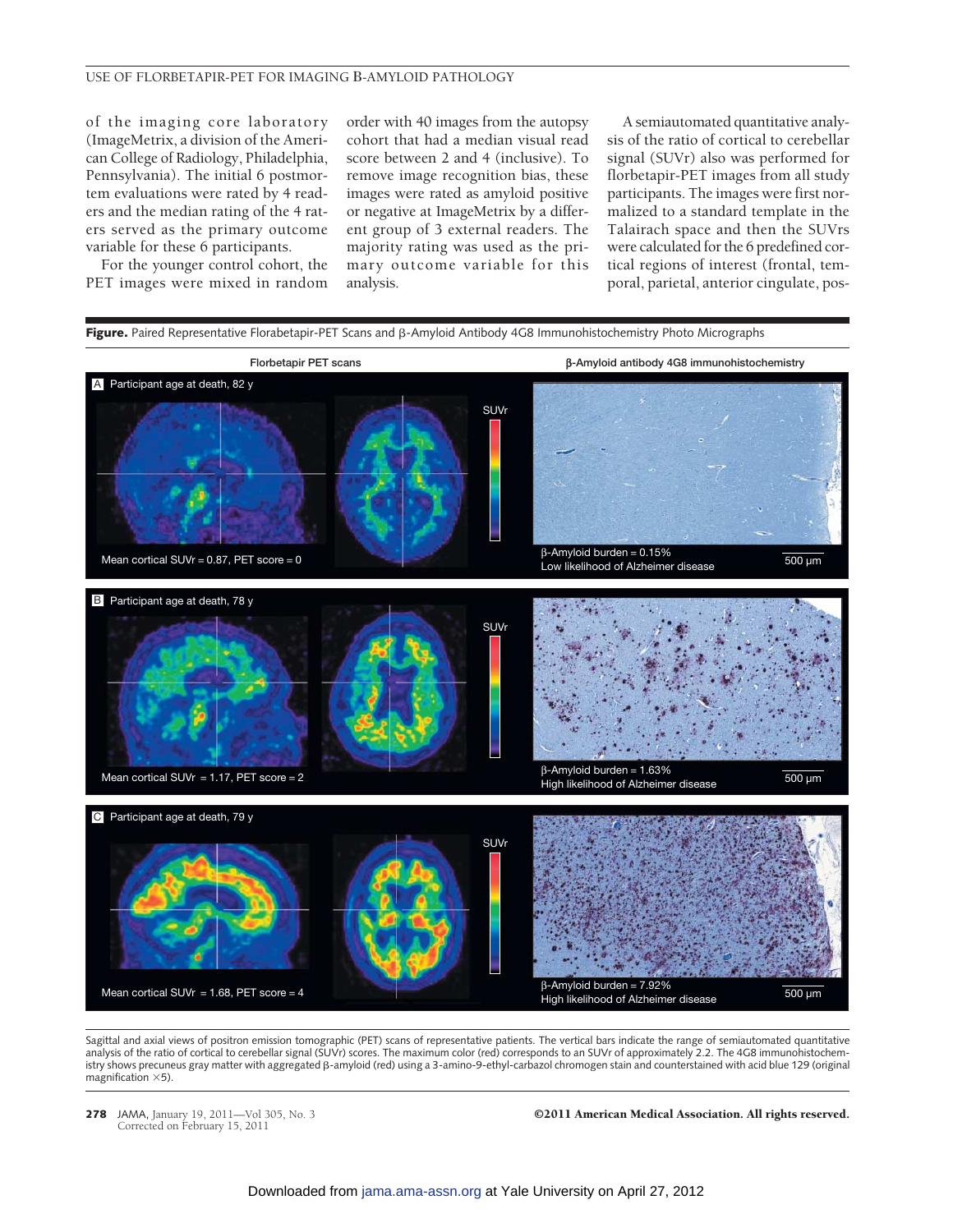of the imaging core laboratory (ImageMetrix, a division of the American College of Radiology, Philadelphia, Pennsylvania). The initial 6 postmortem evaluations were rated by 4 readers and the median rating of the 4 raters served as the primary outcome variable for these 6 participants.

For the younger control cohort, the PET images were mixed in random order with 40 images from the autopsy cohort that had a median visual read score between 2 and 4 (inclusive). To remove image recognition bias, these images were rated as amyloid positive or negative at ImageMetrix by a different group of 3 external readers. The majority rating was used as the primary outcome variable for this analysis.

A semiautomated quantitative analysis of the ratio of cortical to cerebellar signal (SUVr) also was performed for florbetapir-PET images from all study participants. The images were first normalized to a standard template in the Talairach space and then the SUVrs were calculated for the 6 predefined cortical regions of interest (frontal, temporal, parietal, anterior cingulate, pos-

**Figure.** Paired Representative Florbetapir-PET Scans and β-Amyloid Antibody 4G8 Immunohistochemistry Photo Micrographs

Sagittal and axial views of positron emission tomographic (PET) scans of representative patients. The vertical bars indicate the range of semiautomated quantitative analysis of the ratio of cortical to cerebellar signal (SUVr) scores. The maximum color (red) corresponds to an SUVr of approximately 2.2. The 4G8 immunohistochemistry shows precuneus gray matter with aggregated β-amyloid (red) using a 3-amino-9-ethyl-carbazol chromogen stain and counterstained with acid blue 129 (original magnification ×5).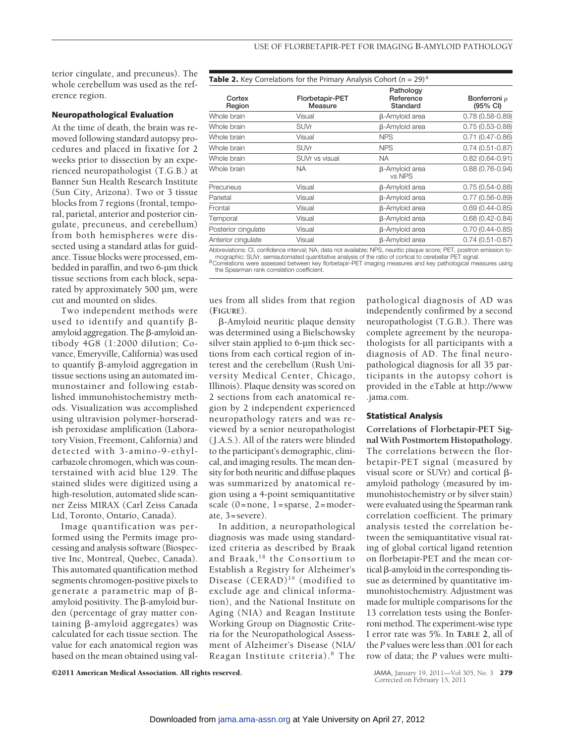terior cingulate, and precuneus). The whole cerebellum was used as the reference region.

### Neuropathological Evaluation

At the time of death, the brain was removed following standard autopsy procedures and placed in fixative for 2 weeks prior to dissection by an experienced neuropathologist (T.G.B.) at Banner Sun Health Research Institute (Sun City, Arizona). Two or 3 tissue blocks from 7 regions (frontal, temporal, parietal, anterior and posterior cingulate, precuneus, and cerebellum) from both hemispheres were dissected using a standard atlas for guidance. Tissue blocks were processed, embedded in paraffin, and two 6-µm thick tissue sections from each block, separated by approximately 500 µm, were cut and mounted on slides.

Two independent methods were used to identify and quantify β-amyloid aggregation. The β-amyloid antibody 4G8 (1:2000 dilution; Covance, Emeryville, California) was used to quantify β-amyloid aggregation in tissue sections using an automated immunostainer and following established immunohistochemistry methods. Visualization was accomplished using ultravision polymer-horseradish peroxidase amplification (Laboratory Vision, Freemont, California) and detected with 3-amino-9-ethylcarbazole chromogen, which was counterstained with acid blue 129. The stained slides were digitized using a high-resolution, automated slide scanner Zeiss MIRAX (Carl Zeiss Canada Ltd, Toronto, Ontario, Canada).

Image quantification was performed using the Permits image processing and analysis software (Biospective Inc, Montreal, Quebec, Canada). This automated quantification method segments chromogen-positive pixels to generate a parametric map of β-amyloid positivity. The β-amyloid burden (percentage of gray matter containing β-amyloid aggregates) was calculated for each tissue section. The value for each anatomical region was based on the mean obtained using values from all slides from that region (**FIGURE**).

**Table 2.** Key Correlations for the Primary Analysis Cohort (n = 29)[a]

| Cortex Region | Florbetapir-PET Measure | Pathology Reference Standard | Bonferroni ρ (95% CI) |
|---|---|---|---|
| Whole brain | Visual | β-Amyloid area | 0.78 (0.58-0.89) |
| Whole brain | SUVr | β-Amyloid area | 0.75 (0.53-0.88) |
| Whole brain | Visual | NPS | 0.71 (0.47-0.86) |
| Whole brain | SUVr | NPS | 0.74 (0.51-0.87) |
| Whole brain | SUVr vs visual | NA | 0.82 (0.64-0.91) |
| Whole brain | NA | β-Amyloid area vs NPS | 0.88 (0.76-0.94) |
| Precuneus | Visual | β-Amyloid area | 0.75 (0.54-0.88) |
| Parietal | Visual | β-Amyloid area | 0.77 (0.56-0.89) |
| Frontal | Visual | β-Amyloid area | 0.69 (0.44-0.85) |
| Temporal | Visual | β-Amyloid area | 0.68 (0.42-0.84) |
| Posterior cingulate | Visual | β-Amyloid area | 0.70 (0.44-0.85) |
| Anterior cingulate | Visual | β-Amyloid area | 0.74 (0.51-0.87) |

Abbreviations: CI, confidence interval; NA, data not available; NPS, neuritic plaque score; PET, positron emission tomographic; SUVr, semiautomated quantitative analysis of the ratio of cortical to cerebellar PET signal.
[a]Correlations were assessed between key florbetapir-PET imaging measures and key pathological measures using the Spearman rank correlation coefficient.

β-Amyloid neuritic plaque density was determined using a Bielschowsky silver stain applied to 6-µm thick sections from each cortical region of interest and the cerebellum (Rush University Medical Center, Chicago, Illinois). Plaque density was scored on 2 sections from each anatomical region by 2 independent experienced neuropathology raters and was reviewed by a senior neuropathologist (J.A.S.). All of the raters were blinded to the participant's demographic, clinical, and imaging results. The mean density for both neuritic and diffuse plaques was summarized by anatomical region using a 4-point semiquantitative scale (0 = none, 1 = sparse, 2 = moderate, 3 = severe).

In addition, a neuropathological diagnosis was made using standardized criteria as described by Braak and Braak,[18] the Consortium to Establish a Registry for Alzheimer's Disease (CERAD)[19] (modified to exclude age and clinical information), and the National Institute on Aging (NIA) and Reagan Institute Working Group on Diagnostic Criteria for the Neuropathological Assessment of Alzheimer's Disease (NIA/Reagan Institute criteria).[8] The pathological diagnosis of AD was independently confirmed by a second neuropathologist (T.G.B.). There was complete agreement by the neuropathologists for all participants with a diagnosis of AD. The final neuropathological diagnosis for all 35 participants in the autopsy cohort is provided in the eTable at http://www.jama.com.

### Statistical Analysis

**Correlations of Florbetapir-PET Signal With Postmortem Histopathology.** The correlations between the florbetapir-PET signal (measured by visual score or SUVr) and cortical β-amyloid pathology (measured by immunohistochemistry or by silver stain) were evaluated using the Spearman rank correlation coefficient. The primary analysis tested the correlation between the semiquantitative visual rating of global cortical ligand retention on florbetapir-PET and the mean cortical β-amyloid in the corresponding tissue as determined by quantitative immunohistochemistry. Adjustment was made for multiple comparisons for the 13 correlation tests using the Bonferroni method. The experiment-wise type I error rate was 5%. In **TABLE 2**, all of the *P* values were less than .001 for each row of data; the *P* values were multi-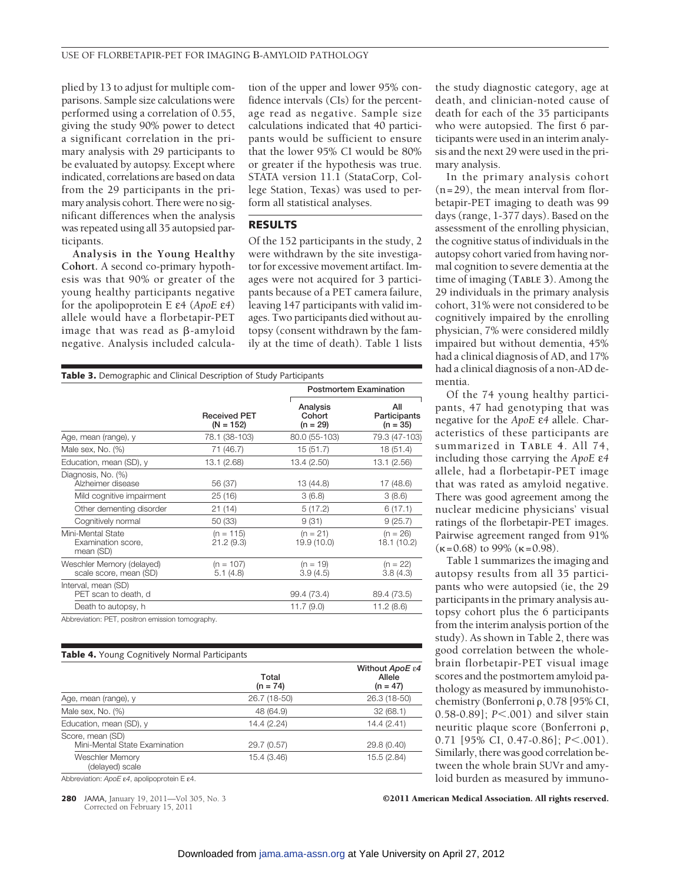plied by 13 to adjust for multiple comparisons. Sample size calculations were performed using a correlation of 0.55, giving the study 90% power to detect a significant correlation in the primary analysis with 29 participants to be evaluated by autopsy. Except where indicated, correlations are based on data from the 29 participants in the primary analysis cohort. There were no significant differences when the analysis was repeated using all 35 autopsied participants.

**Analysis in the Young Healthy Cohort.** A second co-primary hypothesis was that 90% or greater of the young healthy participants negative for the apolipoprotein E ε4 (*ApoE ε4*) allele would have a florbetapir-PET image that was read as β-amyloid negative. Analysis included calculation of the upper and lower 95% confidence intervals (CIs) for the percentage read as negative. Sample size calculations indicated that 40 participants would be sufficient to ensure that the lower 95% CI would be 80% or greater if the hypothesis was true. STATA version 11.1 (StataCorp, College Station, Texas) was used to perform all statistical analyses.

## RESULTS

Of the 152 participants in the study, 2 were withdrawn by the site investigator for excessive movement artifact. Images were not acquired for 3 participants because of a PET camera failure, leaving 147 participants with valid images. Two participants died without autopsy (consent withdrawn by the family at the time of death). Table 1 lists the study diagnostic category, age at death, and clinician-noted cause of death for each of the 35 participants who were autopsied. The first 6 participants were used in an interim analysis and the next 29 were used in the primary analysis.

In the primary analysis cohort (n=29), the mean interval from florbetapir-PET imaging to death was 99 days (range, 1-377 days). Based on the assessment of the enrolling physician, the cognitive status of individuals in the autopsy cohort varied from having normal cognition to severe dementia at the time of imaging (**TABLE 3**). Among the 29 individuals in the primary analysis cohort, 31% were not considered to be cognitively impaired by the enrolling physician, 7% were considered mildly impaired but without dementia, 45% had a clinical diagnosis of AD, and 17% had a clinical diagnosis of a non-AD dementia.

Of the 74 young healthy participants, 47 had genotyping that was negative for the *ApoE ε4* allele. Characteristics of these participants are summarized in **TABLE 4**. All 74, including those carrying the *ApoE ε4* allele, had a florbetapir-PET image that was rated as amyloid negative. There was good agreement among the nuclear medicine physicians' visual ratings of the florbetapir-PET images. Pairwise agreement ranged from 91% (κ=0.68) to 99% (κ=0.98).

Table 1 summarizes the imaging and autopsy results from all 35 participants who were autopsied (ie, the 29 participants in the primary analysis autopsy cohort plus the 6 participants from the interim analysis portion of the study). As shown in Table 2, there was good correlation between the whole-brain florbetapir-PET visual image scores and the postmortem amyloid pathology as measured by immunohistochemistry (Bonferroni ρ, 0.78 [95% CI, 0.58-0.89]; $P<.001$) and silver stain neuritic plaque score (Bonferroni ρ, 0.71 [95% CI, 0.47-0.86]; $P<.001$). Similarly, there was good correlation between the whole brain SUVr and amyloid burden as measured by immuno-

**Table 3.** Demographic and Clinical Description of Study Participants

| | | Postmortem Examination | |
|---|---|---|---|
| | Received PET (N = 152) | Analysis Cohort (n = 29) | All Participants (n = 35) |
| Age, mean (range), y | 78.1 (38-103) | 80.0 (55-103) | 79.3 (47-103) |
| Male sex, No. (%) | 71 (46.7) | 15 (51.7) | 18 (51.4) |
| Education, mean (SD), y | 13.1 (2.68) | 13.4 (2.50) | 13.1 (2.56) |
| Diagnosis, No. (%) Alzheimer disease | 56 (37) | 13 (44.8) | 17 (48.6) |
| Mild cognitive impairment | 25 (16) | 3 (6.8) | 3 (8.6) |
| Other dementing disorder | 21 (14) | 5 (17.2) | 6 (17.1) |
| Cognitively normal | 50 (33) | 9 (31) | 9 (25.7) |
| Mini-Mental State Examination score, mean (SD) | (n = 115) 21.2 (9.3) | (n = 21) 19.9 (10.0) | (n = 26) 18.1 (10.2) |
| Weschler Memory (delayed) scale score, mean (SD) | (n = 107) 5.1 (4.8) | (n = 19) 3.9 (4.5) | (n = 22) 3.8 (4.3) |
| Interval, mean (SD) PET scan to death, d | | 99.4 (73.4) | 89.4 (73.5) |
| Death to autopsy, h | | 11.7 (9.0) | 11.2 (8.6) |

Abbreviation: PET, positron emission tomography.

**Table 4.** Young Cognitively Normal Participants

| | Total (n = 74) | Without *ApoE ε4* Allele (n = 47) |
|---|---|---|
| Age, mean (range), y | 26.7 (18-50) | 26.3 (18-50) |
| Male sex, No. (%) | 48 (64.9) | 32 (68.1) |
| Education, mean (SD), y | 14.4 (2.24) | 14.4 (2.41) |
| Score, mean (SD) Mini-Mental State Examination | 29.7 (0.57) | 29.8 (0.40) |
| Weschler Memory (delayed) scale | 15.4 (3.46) | 15.5 (2.84) |

Abbreviation: *ApoE ε4*, apolipoprotein E ε4.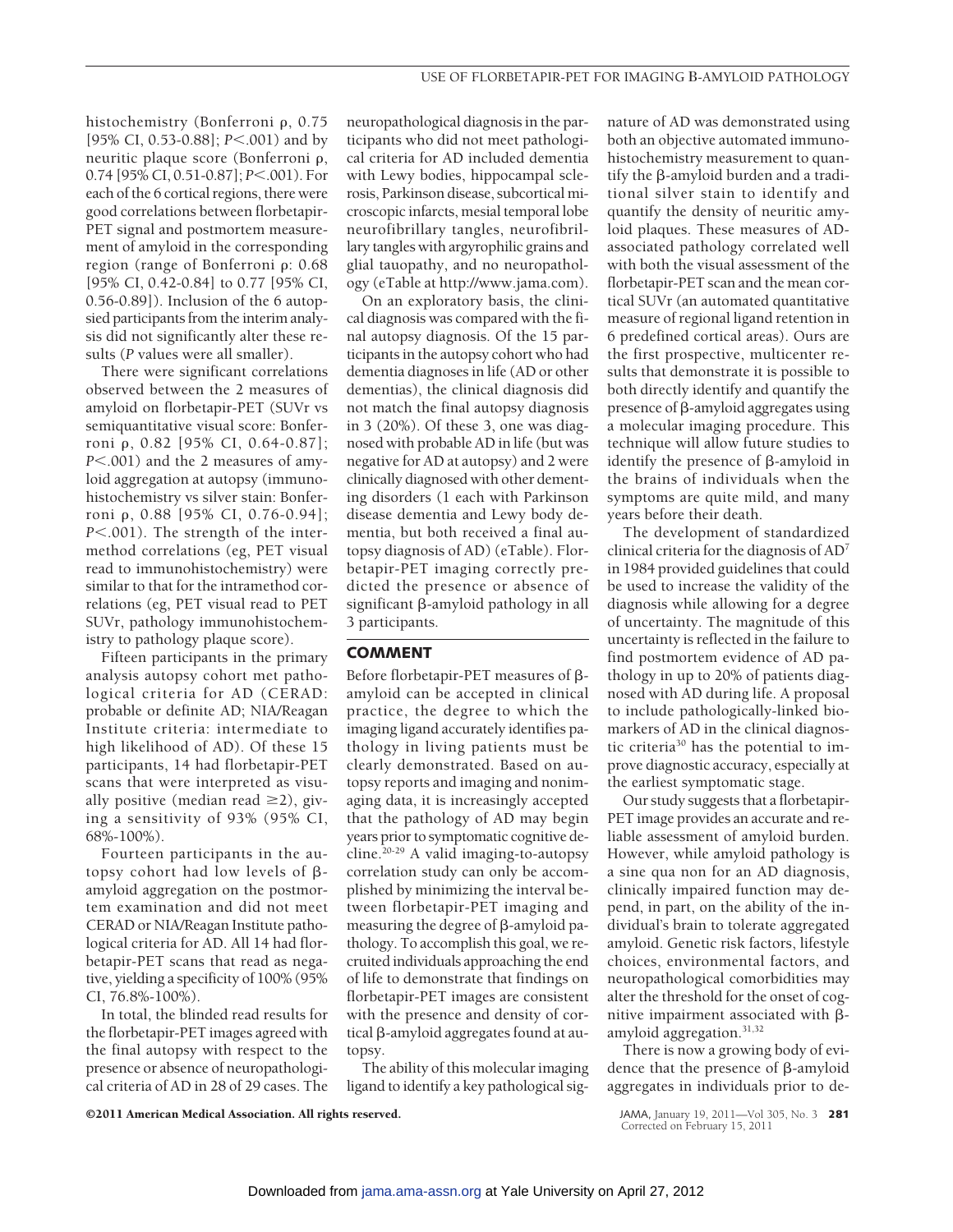histochemistry (Bonferroni ρ, 0.75 [95% CI, 0.53-0.88]; $P<.001$) and by neuritic plaque score (Bonferroni ρ, 0.74 [95% CI, 0.51-0.87]; $P<.001$). For each of the 6 cortical regions, there were good correlations between florbetapir-PET signal and postmortem measurement of amyloid in the corresponding region (range of Bonferroni ρ: 0.68 [95% CI, 0.42-0.84] to 0.77 [95% CI, 0.56-0.89]). Inclusion of the 6 autopsied participants from the interim analysis did not significantly alter these results (*P* values were all smaller).

There were significant correlations observed between the 2 measures of amyloid on florbetapir-PET (SUVr vs semiquantitative visual score: Bonferroni ρ, 0.82 [95% CI, 0.64-0.87]; $P<.001$) and the 2 measures of amyloid aggregation at autopsy (immunohistochemistry vs silver stain: Bonferroni ρ, 0.88 [95% CI, 0.76-0.94]; $P<.001$). The strength of the intermethod correlations (eg, PET visual read to immunohistochemistry) were similar to that for the intramethod correlations (eg, PET visual read to PET SUVr, pathology immunohistochemistry to pathology plaque score).

Fifteen participants in the primary analysis autopsy cohort met pathological criteria for AD (CERAD: probable or definite AD; NIA/Reagan Institute criteria: intermediate to high likelihood of AD). Of these 15 participants, 14 had florbetapir-PET scans that were interpreted as visually positive (median read ≥2), giving a sensitivity of 93% (95% CI, 68%-100%).

Fourteen participants in the autopsy cohort had low levels of β-amyloid aggregation on the postmortem examination and did not meet CERAD or NIA/Reagan Institute pathological criteria for AD. All 14 had florbetapir-PET scans that read as negative, yielding a specificity of 100% (95% CI, 76.8%-100%).

In total, the blinded read results for the florbetapir-PET images agreed with the final autopsy with respect to the presence or absence of neuropathological criteria of AD in 28 of 29 cases. The neuropathological diagnosis in the participants who did not meet pathological criteria for AD included dementia with Lewy bodies, hippocampal sclerosis, Parkinson disease, subcortical microscopic infarcts, mesial temporal lobe neurofibrillary tangles, neurofibrillary tangles with argyrophilic grains and glial tauopathy, and no neuropathology (eTable at http://www.jama.com).

On an exploratory basis, the clinical diagnosis was compared with the final autopsy diagnosis. Of the 15 participants in the autopsy cohort who had dementia diagnoses in life (AD or other dementias), the clinical diagnosis did not match the final autopsy diagnosis in 3 (20%). Of these 3, one was diagnosed with probable AD in life (but was negative for AD at autopsy) and 2 were clinically diagnosed with other dementing disorders (1 each with Parkinson disease dementia and Lewy body dementia, but both received a final autopsy diagnosis of AD) (eTable). Florbetapir-PET imaging correctly predicted the presence or absence of significant β-amyloid pathology in all 3 participants.

## COMMENT

Before florbetapir-PET measures of β-amyloid can be accepted in clinical practice, the degree to which the imaging ligand accurately identifies pathology in living patients must be clearly demonstrated. Based on autopsy reports and imaging and nonimaging data, it is increasingly accepted that the pathology of AD may begin years prior to symptomatic cognitive decline.[20-29] A valid imaging-to-autopsy correlation study can only be accomplished by minimizing the interval between florbetapir-PET imaging and measuring the degree of β-amyloid pathology. To accomplish this goal, we recruited individuals approaching the end of life to demonstrate that findings on florbetapir-PET images are consistent with the presence and density of cortical β-amyloid aggregates found at autopsy.

The ability of this molecular imaging ligand to identify a key pathological signature of AD was demonstrated using both an objective automated immunohistochemistry measurement to quantify the β-amyloid burden and a traditional silver stain to identify and quantify the density of neuritic amyloid plaques. These measures of AD-associated pathology correlated well with both the visual assessment of the florbetapir-PET scan and the mean cortical SUVr (an automated quantitative measure of regional ligand retention in 6 predefined cortical areas). Ours are the first prospective, multicenter results that demonstrate it is possible to both directly identify and quantify the presence of β-amyloid aggregates using a molecular imaging procedure. This technique will allow future studies to identify the presence of β-amyloid in the brains of individuals when the symptoms are quite mild, and many years before their death.

The development of standardized clinical criteria for the diagnosis of AD[7] in 1984 provided guidelines that could be used to increase the validity of the diagnosis while allowing for a degree of uncertainty. The magnitude of this uncertainty is reflected in the failure to find postmortem evidence of AD pathology in up to 20% of patients diagnosed with AD during life. A proposal to include pathologically-linked biomarkers of AD in the clinical diagnostic criteria[30] has the potential to improve diagnostic accuracy, especially at the earliest symptomatic stage.

Our study suggests that a florbetapir-PET image provides an accurate and reliable assessment of amyloid burden. However, while amyloid pathology is a sine qua non for an AD diagnosis, clinically impaired function may depend, in part, on the ability of the individual's brain to tolerate aggregated amyloid. Genetic risk factors, lifestyle choices, environmental factors, and neuropathological comorbidities may alter the threshold for the onset of cognitive impairment associated with β-amyloid aggregation.[31,32]

There is now a growing body of evidence that the presence of β-amyloid aggregates in individuals prior to de-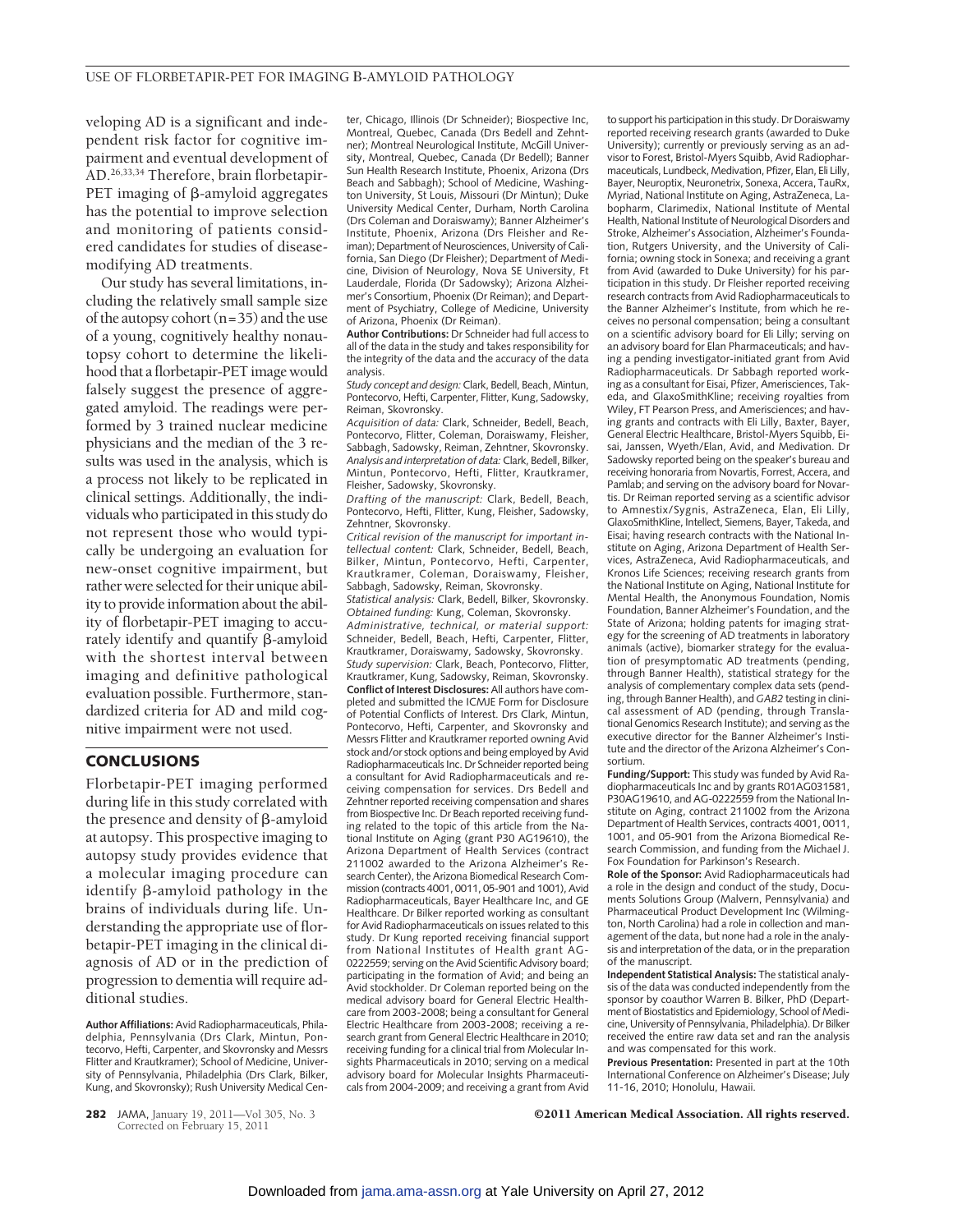veloping AD is a significant and independent risk factor for cognitive impairment and eventual development of AD.[26,33,34] Therefore, brain florbetapir-PET imaging of β-amyloid aggregates has the potential to improve selection and monitoring of patients considered candidates for studies of disease-modifying AD treatments.

Our study has several limitations, including the relatively small sample size of the autopsy cohort (n=35) and the use of a young, cognitively healthy nonautopsy cohort to determine the likelihood that a florbetapir-PET image would falsely suggest the presence of aggregated amyloid. The readings were performed by 3 trained nuclear medicine physicians and the median of the 3 results was used in the analysis, which is a process not likely to be replicated in clinical settings. Additionally, the individuals who participated in this study do not represent those who would typically be undergoing an evaluation for new-onset cognitive impairment, but rather were selected for their unique ability to provide information about the ability of florbetapir-PET imaging to accurately identify and quantify β-amyloid with the shortest interval between imaging and definitive pathological evaluation possible. Furthermore, standardized criteria for AD and mild cognitive impairment were not used.

## CONCLUSIONS

Florbetapir-PET imaging performed during life in this study correlated with the presence and density of β-amyloid at autopsy. This prospective imaging to autopsy study provides evidence that a molecular imaging procedure can identify β-amyloid pathology in the brains of individuals during life. Understanding the appropriate use of florbetapir-PET imaging in the clinical diagnosis of AD or in the prediction of progression to dementia will require additional studies.

**Author Affiliations:** Avid Radiopharmaceuticals, Philadelphia, Pennsylvania (Drs Clark, Mintun, Pontecorvo, Hefti, Carpenter, and Skovronsky and Messrs Flitter and Krautkramer); School of Medicine, University of Pennsylvania, Philadelphia (Drs Clark, Bilker, Kung, and Skovronsky); Rush University Medical Center, Chicago, Illinois (Dr Schneider); Biospective Inc, Montreal, Quebec, Canada (Drs Bedell and Zehntner); Montreal Neurological Institute, McGill University, Montreal, Quebec, Canada (Dr Bedell); Banner Sun Health Research Institute, Phoenix, Arizona (Drs Beach and Sabbagh); School of Medicine, Washington University, St Louis, Missouri (Dr Mintun); Duke University Medical Center, Durham, North Carolina (Drs Coleman and Doraiswamy); Banner Alzheimer's Institute, Phoenix, Arizona (Drs Fleisher and Reiman); Department of Neurosciences, University of California, San Diego (Dr Fleisher); Department of Medicine, Division of Neurology, Nova SE University, Ft Lauderdale, Florida (Dr Sadowsky); Arizona Alzheimer's Consortium, Phoenix (Dr Reiman); and Department of Psychiatry, College of Medicine, University of Arizona, Phoenix (Dr Reiman).

**Author Contributions:** Dr Schneider had full access to all of the data in the study and takes responsibility for the integrity of the data and the accuracy of the data analysis.

*Study concept and design:* Clark, Bedell, Beach, Mintun, Pontecorvo, Hefti, Carpenter, Flitter, Kung, Sadowsky, Reiman, Skovronsky.

*Acquisition of data:* Clark, Schneider, Bedell, Beach, Pontecorvo, Flitter, Coleman, Doraiswamy, Fleisher, Sabbagh, Sadowsky, Reiman, Zehntner, Skovronsky.

*Analysis and interpretation of data:* Clark, Bedell, Bilker, Mintun, Pontecorvo, Hefti, Flitter, Krautkramer, Fleisher, Sadowsky, Skovronsky.

*Drafting of the manuscript:* Clark, Bedell, Beach, Pontecorvo, Hefti, Flitter, Kung, Fleisher, Sadowsky, Zehntner, Skovronsky.

*Critical revision of the manuscript for important intellectual content:* Clark, Schneider, Bedell, Beach, Bilker, Mintun, Pontecorvo, Hefti, Carpenter, Krautkramer, Coleman, Doraiswamy, Fleisher, Sabbagh, Sadowsky, Reiman, Skovronsky.

*Statistical analysis:* Clark, Bedell, Bilker, Skovronsky.

*Obtained funding:* Kung, Coleman, Skovronsky.

*Administrative, technical, or material support:* Schneider, Bedell, Beach, Hefti, Carpenter, Flitter, Krautkramer, Doraiswamy, Sadowsky, Skovronsky.

*Study supervision:* Clark, Beach, Pontecorvo, Flitter, Krautkramer, Kung, Sadowsky, Reiman, Skovronsky.

**Conflict of Interest Disclosures:** All authors have completed and submitted the ICMJE Form for Disclosure of Potential Conflicts of Interest. Drs Clark, Mintun, Pontecorvo, Hefti, Carpenter, and Skovronsky and Messrs Flitter and Krautkramer reported owning Avid stock and/or stock options and being employed by Avid Radiopharmaceuticals Inc. Dr Schneider reported being a consultant for Avid Radiopharmaceuticals and receiving compensation for services. Drs Bedell and Zehntner reported receiving compensation and shares from Biospective Inc. Dr Beach reported receiving funding related to the topic of this article from the National Institute on Aging (grant P30 AG19610), the Arizona Department of Health Services (contract 211002 awarded to the Arizona Alzheimer's Research Center), the Arizona Biomedical Research Commission (contracts 4001, 0011, 05-901 and 1001), Avid Radiopharmaceuticals, Bayer Healthcare Inc, and GE Healthcare. Dr Bilker reported working as consultant for Avid Radiopharmaceuticals on issues related to this study. Dr Kung reported receiving financial support from National Institutes of Health grant AG-0222559; serving on the Avid Scientific Advisory board; participating in the formation of Avid; and being an Avid stockholder. Dr Coleman reported being on the medical advisory board for General Electric Healthcare from 2003-2008; being a consultant for General Electric Healthcare from 2003-2008; receiving a research grant from General Electric Healthcare in 2010; receiving funding for a clinical trial from Molecular Insights Pharmaceuticals in 2010; serving on a medical advisory board for Molecular Insights Pharmaceuticals from 2004-2009; and receiving a grant from Avid to support his participation in this study. Dr Doraiswamy reported receiving research grants (awarded to Duke University); currently or previously serving as an advisor to Forest, Bristol-Myers Squibb, Avid Radiopharmaceuticals, Lundbeck, Medivation, Pfizer, Elan, Eli Lilly, Bayer, Neuroptix, Neuronetrix, Sonexa, Accera, TauRx, Myriad, National Institute on Aging, AstraZeneca, Labopharm, Clarimedix, National Institute of Mental Health, National Institute of Neurological Disorders and Stroke, Alzheimer's Association, Alzheimer's Foundation, Rutgers University, and the University of California; owning stock in Sonexa; and receiving a grant from Avid (awarded to Duke University) for his participation in this study. Dr Fleisher reported receiving research contracts from Avid Radiopharmaceuticals to the Banner Alzheimer's Institute, from which he receives no personal compensation; being a consultant on a scientific advisory board for Eli Lilly; serving on an advisory board for Elan Pharmaceuticals; and having a pending investigator-initiated grant from Avid Radiopharmaceuticals. Dr Sabbagh reported working as a consultant for Eisai, Pfizer, Amerisciences, Takeda, and GlaxoSmithKline; receiving royalties from Wiley, FT Pearson Press, and Amerisciences; and having grants and contracts with Eli Lilly, Baxter, Bayer, General Electric Healthcare, Bristol-Myers Squibb, Eisai, Janssen, Wyeth/Elan, Avid, and Medivation. Dr Sadowsky reported being on the speaker's bureau and receiving honoraria from Novartis, Forrest, Accera, and Pamlab; and serving on the advisory board for Novartis. Dr Reiman reported serving as a scientific advisor to Amnestix/Sygnis, AstraZeneca, Elan, Eli Lilly, GlaxoSmithKline, Intellect, Siemens, Bayer, Takeda, and Eisai; having research contracts with the National Institute on Aging, Arizona Department of Health Services, AstraZeneca, Avid Radiopharmaceuticals, and Kronos Life Sciences; receiving research grants from the National Institute on Aging, National Institute for Mental Health, the Anonymous Foundation, Nomis Foundation, Banner Alzheimer's Foundation, and the State of Arizona; holding patents for imaging strategy for the screening of AD treatments in laboratory animals (active), biomarker strategy for the evaluation of presymptomatic AD treatments (pending, through Banner Health), statistical strategy for the analysis of complementary complex data sets (pending, through Banner Health), and *GAB2* testing in clinical assessment of AD (pending, through Translational Genomics Research Institute); and serving as the executive director for the Banner Alzheimer's Institute and the director of the Arizona Alzheimer's Consortium.

**Funding/Support:** This study was funded by Avid Radiopharmaceuticals Inc and by grants R01AG031581, P30AG19610, and AG-0222559 from the National Institute on Aging, contract 211002 from the Arizona Department of Health Services, contracts 4001, 0011, 1001, and 05-901 from the Arizona Biomedical Research Commission, and funding from the Michael J. Fox Foundation for Parkinson's Research.

**Role of the Sponsor:** Avid Radiopharmaceuticals had a role in the design and conduct of the study, Documents Solutions Group (Malvern, Pennsylvania) and Pharmaceutical Product Development Inc (Wilmington, North Carolina) had a role in collection and management of the data, but none had a role in the analysis and interpretation of the data, or in the preparation of the manuscript.

**Independent Statistical Analysis:** The statistical analysis of the data was conducted independently from the sponsor by coauthor Warren B. Bilker, PhD (Department of Biostatistics and Epidemiology, School of Medicine, University of Pennsylvania, Philadelphia). Dr Bilker received the entire raw data set and ran the analysis and was compensated for this work.

**Previous Presentation:** Presented in part at the 10th International Conference on Alzheimer's Disease; July 11-16, 2010; Honolulu, Hawaii.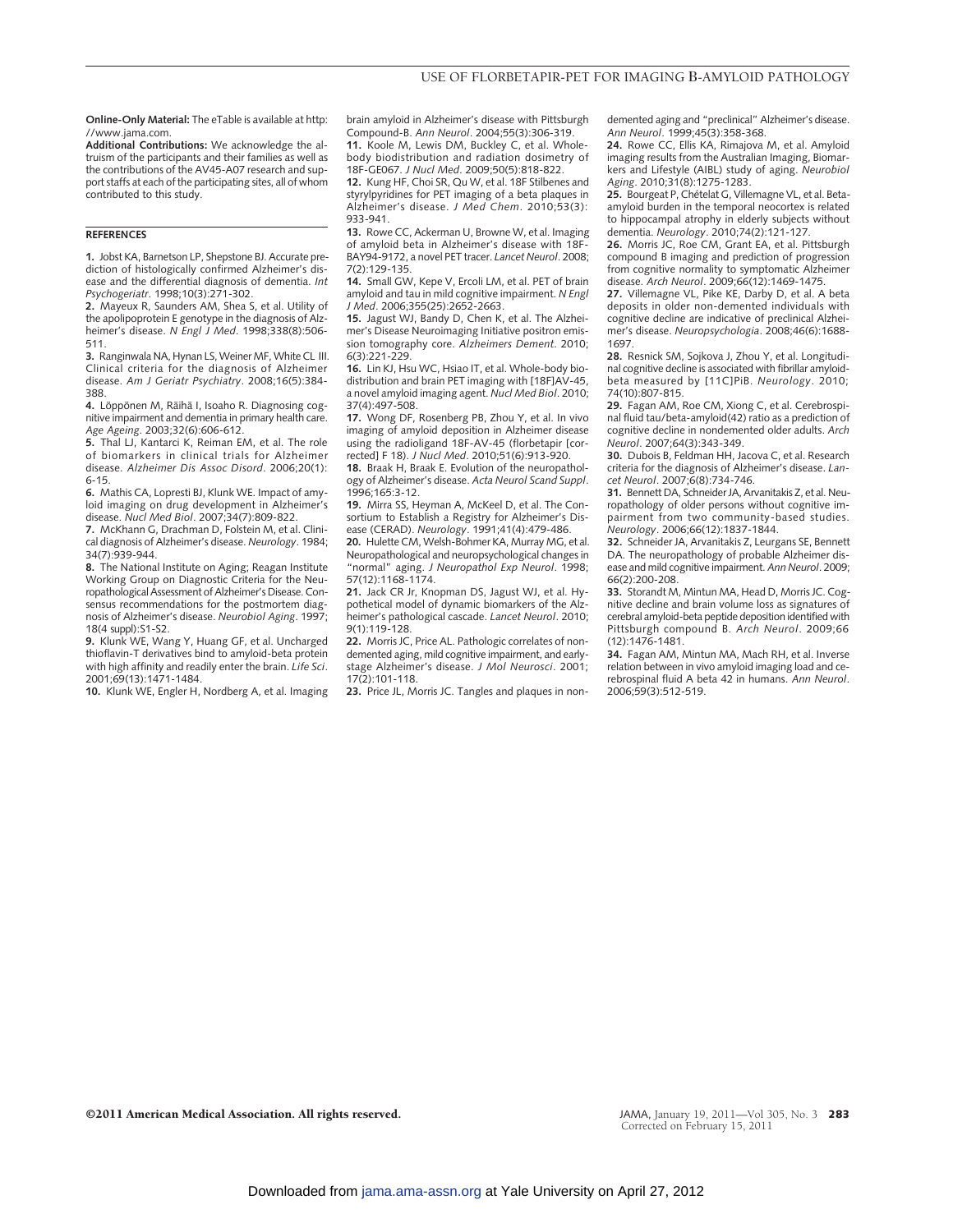**Online-Only Material:** The eTable is available at http://www.jama.com.

**Additional Contributions:** We acknowledge the altruism of the participants and their families as well as the contributions of the AV45-A07 research and support staffs at each of the participating sites, all of whom contributed to this study.

## REFERENCES

**1.** Jobst KA, Barnetson LP, Shepstone BJ. Accurate prediction of histologically confirmed Alzheimer's disease and the differential diagnosis of dementia. *Int Psychogeriatr*. 1998;10(3):271-302.

**2.** Mayeux R, Saunders AM, Shea S, et al. Utility of the apolipoprotein E genotype in the diagnosis of Alzheimer's disease. *N Engl J Med*. 1998;338(8):506-511.

**3.** Ranginwala NA, Hynan LS, Weiner MF, White CL III. Clinical criteria for the diagnosis of Alzheimer disease. *Am J Geriatr Psychiatry*. 2008;16(5):384-388.

**4.** Löppönen M, Räihä I, Isoaho R. Diagnosing cognitive impairment and dementia in primary health care. *Age Ageing*. 2003;32(6):606-612.

**5.** Thal LJ, Kantarci K, Reiman EM, et al. The role of biomarkers in clinical trials for Alzheimer disease. *Alzheimer Dis Assoc Disord*. 2006;20(1):6-15.

**6.** Mathis CA, Lopresti BJ, Klunk WE. Impact of amyloid imaging on drug development in Alzheimer's disease. *Nucl Med Biol*. 2007;34(7):809-822.

**7.** McKhann G, Drachman D, Folstein M, et al. Clinical diagnosis of Alzheimer's disease. *Neurology*. 1984;34(7):939-944.

**8.** The National Institute on Aging; Reagan Institute Working Group on Diagnostic Criteria for the Neuropathological Assessment of Alzheimer's Disease. Consensus recommendations for the postmortem diagnosis of Alzheimer's disease. *Neurobiol Aging*. 1997;18(4 suppl):S1-S2.

**9.** Klunk WE, Wang Y, Huang GF, et al. Uncharged thioflavin-T derivatives bind to amyloid-beta protein with high affinity and readily enter the brain. *Life Sci*. 2001;69(13):1471-1484.

**10.** Klunk WE, Engler H, Nordberg A, et al. Imaging brain amyloid in Alzheimer's disease with Pittsburgh Compound-B. *Ann Neurol*. 2004;55(3):306-319.

**11.** Koole M, Lewis DM, Buckley C, et al. Whole-body biodistribution and radiation dosimetry of 18F-GE067. *J Nucl Med*. 2009;50(5):818-822.

**12.** Kung HF, Choi SR, Qu W, et al. 18F Stilbenes and styrylpyridines for PET imaging of a beta plaques in Alzheimer's disease. *J Med Chem*. 2010;53(3):933-941.

**13.** Rowe CC, Ackerman U, Browne W, et al. Imaging of amyloid beta in Alzheimer's disease with 18F-BAY94-9172, a novel PET tracer. *Lancet Neurol*. 2008;7(2):129-135.

**14.** Small GW, Kepe V, Ercoli LM, et al. PET of brain amyloid and tau in mild cognitive impairment. *N Engl J Med*. 2006;355(25):2652-2663.

**15.** Jagust WJ, Bandy D, Chen K, et al. The Alzheimer's Disease Neuroimaging Initiative positron emission tomography core. *Alzheimers Dement*. 2010;6(3):221-229.

**16.** Lin KJ, Hsu WC, Hsiao IT, et al. Whole-body biodistribution and brain PET imaging with [18F]AV-45, a novel amyloid imaging agent. *Nucl Med Biol*. 2010;37(4):497-508.

**17.** Wong DF, Rosenberg PB, Zhou Y, et al. In vivo imaging of amyloid deposition in Alzheimer disease using the radioligand 18F-AV-45 (florbetapir [corrected] F 18). *J Nucl Med*. 2010;51(6):913-920.

**18.** Braak H, Braak E. Evolution of the neuropathology of Alzheimer's disease. *Acta Neurol Scand Suppl*. 1996;165:3-12.

**19.** Mirra SS, Heyman A, McKeel D, et al. The Consortium to Establish a Registry for Alzheimer's Disease (CERAD). *Neurology*. 1991;41(4):479-486.

**20.** Hulette CM, Welsh-Bohmer KA, Murray MG, et al. Neuropathological and neuropsychological changes in "normal" aging. *J Neuropathol Exp Neurol*. 1998;57(12):1168-1174.

**21.** Jack CR Jr, Knopman DS, Jagust WJ, et al. Hypothetical model of dynamic biomarkers of the Alzheimer's pathological cascade. *Lancet Neurol*. 2010;9(1):119-128.

**22.** Morris JC, Price AL. Pathologic correlates of nondemented aging, mild cognitive impairment, and early-stage Alzheimer's disease. *J Mol Neurosci*. 2001;17(2):101-118.

**23.** Price JL, Morris JC. Tangles and plaques in nondemented aging and "preclinical" Alzheimer's disease. *Ann Neurol*. 1999;45(3):358-368.

**24.** Rowe CC, Ellis KA, Rimajova M, et al. Amyloid imaging results from the Australian Imaging, Biomarkers and Lifestyle (AIBL) study of aging. *Neurobiol Aging*. 2010;31(8):1275-1283.

**25.** Bourgeat P, Chételat G, Villemagne VL, et al. Beta-amyloid burden in the temporal neocortex is related to hippocampal atrophy in elderly subjects without dementia. *Neurology*. 2010;74(2):121-127.

**26.** Morris JC, Roe CM, Grant EA, et al. Pittsburgh compound B imaging and prediction of progression from cognitive normality to symptomatic Alzheimer disease. *Arch Neurol*. 2009;66(12):1469-1475.

**27.** Villemagne VL, Pike KE, Darby D, et al. A beta deposits in older non-demented individuals with cognitive decline are indicative of preclinical Alzheimer's disease. *Neuropsychologia*. 2008;46(6):1688-1697.

**28.** Resnick SM, Sojkova J, Zhou Y, et al. Longitudinal cognitive decline is associated with fibrillar amyloid-beta measured by [11C]PiB. *Neurology*. 2010;74(10):807-815.

**29.** Fagan AM, Roe CM, Xiong C, et al. Cerebrospinal fluid tau/beta-amyloid(42) ratio as a prediction of cognitive decline in nondemented older adults. *Arch Neurol*. 2007;64(3):343-349.

**30.** Dubois B, Feldman HH, Jacova C, et al. Research criteria for the diagnosis of Alzheimer's disease. *Lancet Neurol*. 2007;6(8):734-746.

**31.** Bennett DA, Schneider JA, Arvanitakis Z, et al. Neuropathology of older persons without cognitive impairment from two community-based studies. *Neurology*. 2006;66(12):1837-1844.

**32.** Schneider JA, Arvanitakis Z, Leurgans SE, Bennett DA. The neuropathology of probable Alzheimer disease and mild cognitive impairment. *Ann Neurol*. 2009;66(2):200-208.

**33.** Storandt M, Mintun MA, Head D, Morris JC. Cognitive decline and brain volume loss as signatures of cerebral amyloid-beta peptide deposition identified with Pittsburgh compound B. *Arch Neurol*. 2009;66(12):1476-1481.

**34.** Fagan AM, Mintun MA, Mach RH, et al. Inverse relation between in vivo amyloid imaging load and cerebrospinal fluid A beta 42 in humans. *Ann Neurol*. 2006;59(3):512-519.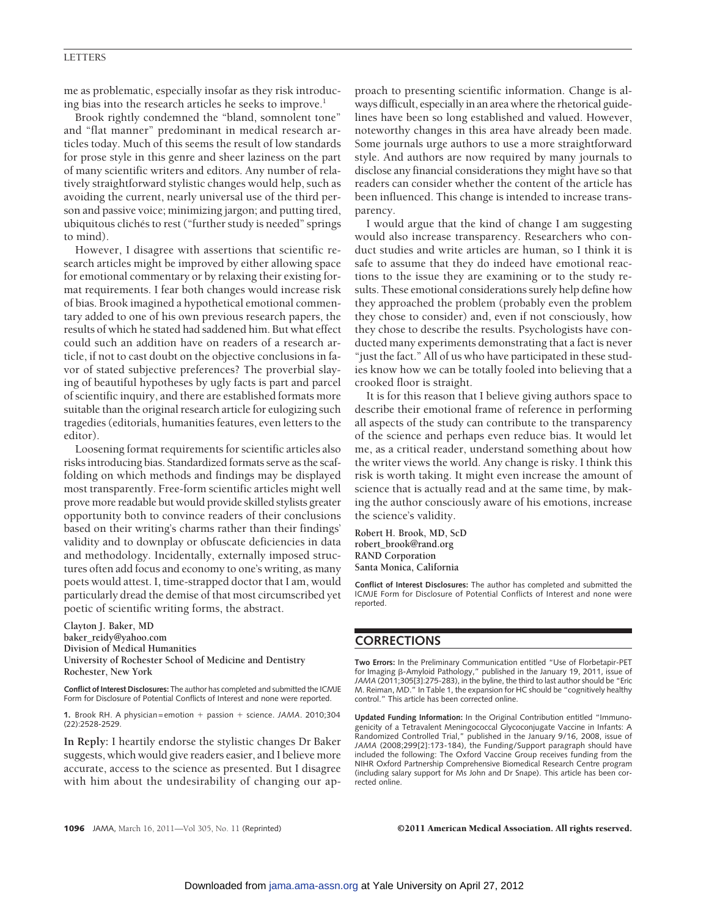me as problematic, especially insofar as they risk introducing bias into the research articles he seeks to improve.[1]

Brook rightly condemned the "bland, somnolent tone" and "flat manner" predominant in medical research articles today. Much of this seems the result of low standards for prose style in this genre and sheer laziness on the part of many scientific writers and editors. Any number of relatively straightforward stylistic changes would help, such as avoiding the current, nearly universal use of the third person and passive voice; minimizing jargon; and putting tired, ubiquitous clichés to rest ("further study is needed" springs to mind).

However, I disagree with assertions that scientific research articles might be improved by either allowing space for emotional commentary or by relaxing their existing format requirements. I fear both changes would increase risk of bias. Brook imagined a hypothetical emotional commentary added to one of his own previous research papers, the results of which he stated had saddened him. But what effect could such an addition have on readers of a research article, if not to cast doubt on the objective conclusions in favor of stated subjective preferences? The proverbial slaying of beautiful hypotheses by ugly facts is part and parcel of scientific inquiry, and there are established formats more suitable than the original research article for eulogizing such tragedies (editorials, humanities features, even letters to the editor).

Loosening format requirements for scientific articles also risks introducing bias. Standardized formats serve as the scaffolding on which methods and findings may be displayed most transparently. Free-form scientific articles might well prove more readable but would provide skilled stylists greater opportunity both to convince readers of their conclusions based on their writing's charms rather than their findings' validity and to downplay or obfuscate deficiencies in data and methodology. Incidentally, externally imposed structures often add focus and economy to one's writing, as many poets would attest. I, time-strapped doctor that I am, would particularly dread the demise of that most circumscribed yet poetic of scientific writing forms, the abstract.

**Clayton J. Baker, MD**
**baker_reidy@yahoo.com**
**Division of Medical Humanities**
**University of Rochester School of Medicine and Dentistry**
**Rochester, New York**

**Conflict of Interest Disclosures:** The author has completed and submitted the ICMJE Form for Disclosure of Potential Conflicts of Interest and none were reported.

1. Brook RH. A physician = emotion + passion + science. *JAMA*. 2010;304(22):2528-2529.

**In Reply:** I heartily endorse the stylistic changes Dr Baker suggests, which would give readers easier, and I believe more accurate, access to the science as presented. But I disagree with him about the undesirability of changing our approach to presenting scientific information. Change is always difficult, especially in an area where the rhetorical guidelines have been so long established and valued. However, noteworthy changes in this area have already been made. Some journals urge authors to use a more straightforward style. And authors are now required by many journals to disclose any financial considerations they might have so that readers can consider whether the content of the article has been influenced. This change is intended to increase transparency.

I would argue that the kind of change I am suggesting would also increase transparency. Researchers who conduct studies and write articles are human, so I think it is safe to assume that they do indeed have emotional reactions to the issue they are examining or to the study results. These emotional considerations surely help define how they approached the problem (probably even the problem they chose to consider) and, even if not consciously, how they chose to describe the results. Psychologists have conducted many experiments demonstrating that a fact is never "just the fact." All of us who have participated in these studies know how we can be totally fooled into believing that a crooked floor is straight.

It is for this reason that I believe giving authors space to describe their emotional frame of reference in performing all aspects of the study can contribute to the transparency of the science and perhaps even reduce bias. It would let me, as a critical reader, understand something about how the writer views the world. Any change is risky. I think this risk is worth taking. It might even increase the amount of science that is actually read and at the same time, by making the author consciously aware of his emotions, increase the science's validity.

**Robert H. Brook, MD, ScD**
**robert_brook@rand.org**
**RAND Corporation**
**Santa Monica, California**

**Conflict of Interest Disclosures:** The author has completed and submitted the ICMJE Form for Disclosure of Potential Conflicts of Interest and none were reported.

## CORRECTIONS

**Two Errors:** In the Preliminary Communication entitled "Use of Florbetapir-PET for Imaging β-Amyloid Pathology," published in the January 19, 2011, issue of *JAMA* (2011;305[3]:275-283), in the byline, the third to last author should be "Eric M. Reiman, MD." In Table 1, the expansion for HC should be "cognitively healthy control." This article has been corrected online.

**Updated Funding Information:** In the Original Contribution entitled "Immunogenicity of a Tetravalent Meningococcal Glycoconjugate Vaccine in Infants: A Randomized Controlled Trial," published in the January 9/16, 2008, issue of *JAMA* (2008;299[2]:173-184), the Funding/Support paragraph should have included the following: The Oxford Vaccine Group receives funding from the NIHR Oxford Partnership Comprehensive Biomedical Research Centre program (including salary support for Ms John and Dr Snape). This article has been corrected online.